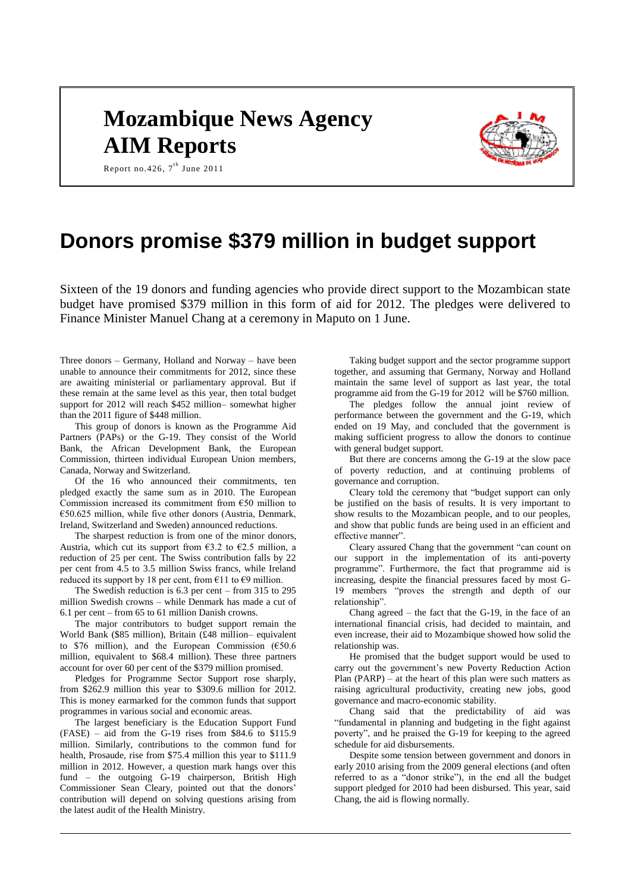# Mozambique News Agency
# AIM Reports

Report no.426, 7th June 2011

# Donors promise $379 million in budget support

Sixteen of the 19 donors and funding agencies who provide direct support to the Mozambican state budget have promised $379 million in this form of aid for 2012. The pledges were delivered to Finance Minister Manuel Chang at a ceremony in Maputo on 1 June.

Three donors – Germany, Holland and Norway – have been unable to announce their commitments for 2012, since these are awaiting ministerial or parliamentary approval. But if these remain at the same level as this year, then total budget support for 2012 will reach $452 million– somewhat higher than the 2011 figure of $448 million.

This group of donors is known as the Programme Aid Partners (PAPs) or the G-19. They consist of the World Bank, the African Development Bank, the European Commission, thirteen individual European Union members, Canada, Norway and Switzerland.

Of the 16 who announced their commitments, ten pledged exactly the same sum as in 2010. The European Commission increased its commitment from €50 million to €50.625 million, while five other donors (Austria, Denmark, Ireland, Switzerland and Sweden) announced reductions.

The sharpest reduction is from one of the minor donors, Austria, which cut its support from €3.2 to €2.5 million, a reduction of 25 per cent. The Swiss contribution falls by 22 per cent from 4.5 to 3.5 million Swiss francs, while Ireland reduced its support by 18 per cent, from €11 to €9 million.

The Swedish reduction is 6.3 per cent – from 315 to 295 million Swedish crowns – while Denmark has made a cut of 6.1 per cent – from 65 to 61 million Danish crowns.

The major contributors to budget support remain the World Bank ($85 million), Britain (£48 million– equivalent to $76 million), and the European Commission (€50.6 million, equivalent to $68.4 million). These three partners account for over 60 per cent of the $379 million promised.

Pledges for Programme Sector Support rose sharply, from $262.9 million this year to $309.6 million for 2012. This is money earmarked for the common funds that support programmes in various social and economic areas.

The largest beneficiary is the Education Support Fund (FASE) – aid from the G-19 rises from $84.6 to $115.9 million. Similarly, contributions to the common fund for health, Prosaude, rise from $75.4 million this year to $111.9 million in 2012. However, a question mark hangs over this fund – the outgoing G-19 chairperson, British High Commissioner Sean Cleary, pointed out that the donors' contribution will depend on solving questions arising from the latest audit of the Health Ministry.

Taking budget support and the sector programme support together, and assuming that Germany, Norway and Holland maintain the same level of support as last year, the total programme aid from the G-19 for 2012 will be $760 million.

The pledges follow the annual joint review of performance between the government and the G-19, which ended on 19 May, and concluded that the government is making sufficient progress to allow the donors to continue with general budget support.

But there are concerns among the G-19 at the slow pace of poverty reduction, and at continuing problems of governance and corruption.

Cleary told the ceremony that "budget support can only be justified on the basis of results. It is very important to show results to the Mozambican people, and to our peoples, and show that public funds are being used in an efficient and effective manner".

Cleary assured Chang that the government "can count on our support in the implementation of its anti-poverty programme". Furthermore, the fact that programme aid is increasing, despite the financial pressures faced by most G-19 members "proves the strength and depth of our relationship".

Chang agreed – the fact that the G-19, in the face of an international financial crisis, had decided to maintain, and even increase, their aid to Mozambique showed how solid the relationship was.

He promised that the budget support would be used to carry out the government's new Poverty Reduction Action Plan (PARP) – at the heart of this plan were such matters as raising agricultural productivity, creating new jobs, good governance and macro-economic stability.

Chang said that the predictability of aid was "fundamental in planning and budgeting in the fight against poverty", and he praised the G-19 for keeping to the agreed schedule for aid disbursements.

Despite some tension between government and donors in early 2010 arising from the 2009 general elections (and often referred to as a "donor strike"), in the end all the budget support pledged for 2010 had been disbursed. This year, said Chang, the aid is flowing normally.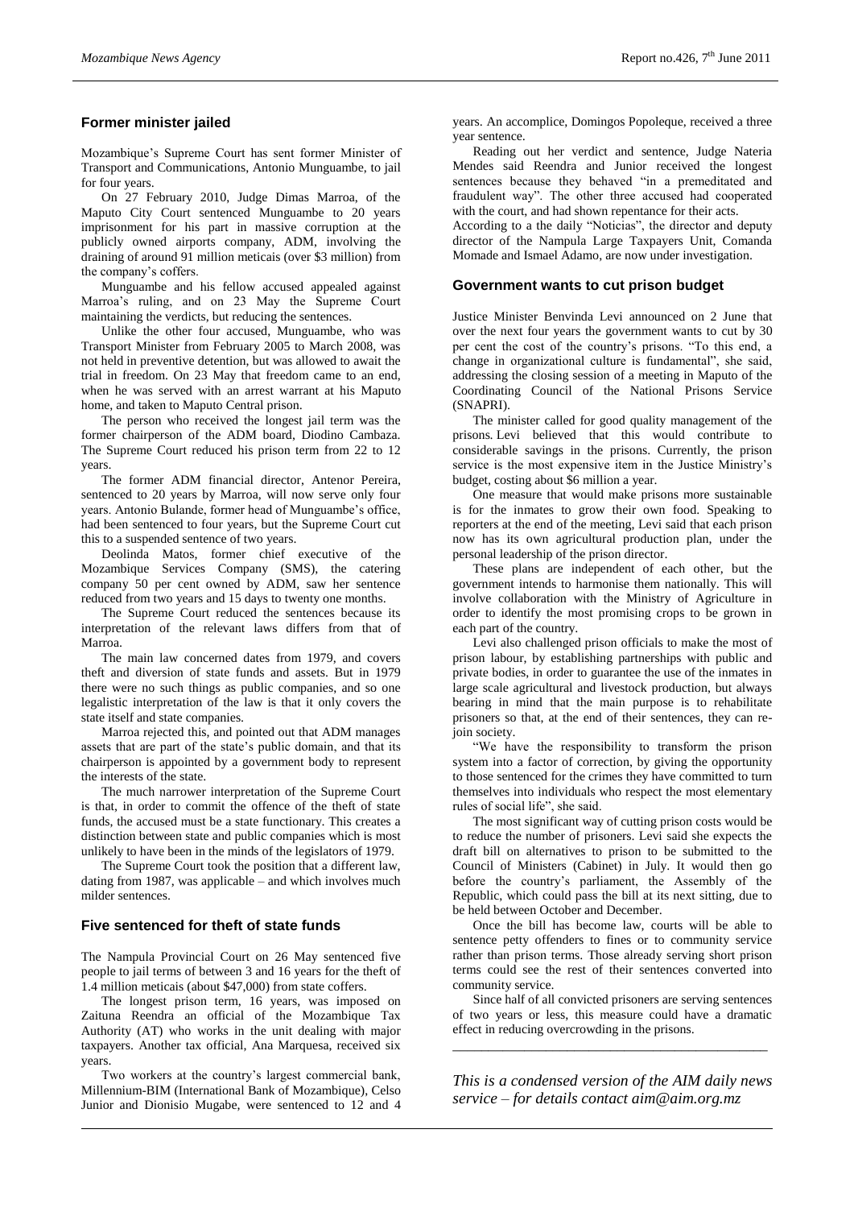## Former minister jailed

Mozambique's Supreme Court has sent former Minister of Transport and Communications, Antonio Munguambe, to jail for four years.

On 27 February 2010, Judge Dimas Marroa, of the Maputo City Court sentenced Munguambe to 20 years imprisonment for his part in massive corruption at the publicly owned airports company, ADM, involving the draining of around 91 million meticais (over $3 million) from the company's coffers.

Munguambe and his fellow accused appealed against Marroa's ruling, and on 23 May the Supreme Court maintaining the verdicts, but reducing the sentences.

Unlike the other four accused, Munguambe, who was Transport Minister from February 2005 to March 2008, was not held in preventive detention, but was allowed to await the trial in freedom. On 23 May that freedom came to an end, when he was served with an arrest warrant at his Maputo home, and taken to Maputo Central prison.

The person who received the longest jail term was the former chairperson of the ADM board, Diodino Cambaza. The Supreme Court reduced his prison term from 22 to 12 years.

The former ADM financial director, Antenor Pereira, sentenced to 20 years by Marroa, will now serve only four years. Antonio Bulande, former head of Munguambe's office, had been sentenced to four years, but the Supreme Court cut this to a suspended sentence of two years.

Deolinda Matos, former chief executive of the Mozambique Services Company (SMS), the catering company 50 per cent owned by ADM, saw her sentence reduced from two years and 15 days to twenty one months.

The Supreme Court reduced the sentences because its interpretation of the relevant laws differs from that of Marroa.

The main law concerned dates from 1979, and covers theft and diversion of state funds and assets. But in 1979 there were no such things as public companies, and so one legalistic interpretation of the law is that it only covers the state itself and state companies.

Marroa rejected this, and pointed out that ADM manages assets that are part of the state's public domain, and that its chairperson is appointed by a government body to represent the interests of the state.

The much narrower interpretation of the Supreme Court is that, in order to commit the offence of the theft of state funds, the accused must be a state functionary. This creates a distinction between state and public companies which is most unlikely to have been in the minds of the legislators of 1979.

The Supreme Court took the position that a different law, dating from 1987, was applicable – and which involves much milder sentences.

## Five sentenced for theft of state funds

The Nampula Provincial Court on 26 May sentenced five people to jail terms of between 3 and 16 years for the theft of 1.4 million meticais (about $47,000) from state coffers.

The longest prison term, 16 years, was imposed on Zaituna Reendra an official of the Mozambique Tax Authority (AT) who works in the unit dealing with major taxpayers. Another tax official, Ana Marquesa, received six years.

Two workers at the country's largest commercial bank, Millennium-BIM (International Bank of Mozambique), Celso Junior and Dionisio Mugabe, were sentenced to 12 and 4 years. An accomplice, Domingos Popoleque, received a three year sentence.

Reading out her verdict and sentence, Judge Nateria Mendes said Reendra and Junior received the longest sentences because they behaved "in a premeditated and fraudulent way". The other three accused had cooperated with the court, and had shown repentance for their acts.

According to a the daily "Noticias", the director and deputy director of the Nampula Large Taxpayers Unit, Comanda Momade and Ismael Adamo, are now under investigation.

## Government wants to cut prison budget

Justice Minister Benvinda Levi announced on 2 June that over the next four years the government wants to cut by 30 per cent the cost of the country's prisons. "To this end, a change in organizational culture is fundamental", she said, addressing the closing session of a meeting in Maputo of the Coordinating Council of the National Prisons Service (SNAPRI).

The minister called for good quality management of the prisons. Levi believed that this would contribute to considerable savings in the prisons. Currently, the prison service is the most expensive item in the Justice Ministry's budget, costing about $6 million a year.

One measure that would make prisons more sustainable is for the inmates to grow their own food. Speaking to reporters at the end of the meeting, Levi said that each prison now has its own agricultural production plan, under the personal leadership of the prison director.

These plans are independent of each other, but the government intends to harmonise them nationally. This will involve collaboration with the Ministry of Agriculture in order to identify the most promising crops to be grown in each part of the country.

Levi also challenged prison officials to make the most of prison labour, by establishing partnerships with public and private bodies, in order to guarantee the use of the inmates in large scale agricultural and livestock production, but always bearing in mind that the main purpose is to rehabilitate prisoners so that, at the end of their sentences, they can re-join society.

"We have the responsibility to transform the prison system into a factor of correction, by giving the opportunity to those sentenced for the crimes they have committed to turn themselves into individuals who respect the most elementary rules of social life", she said.

The most significant way of cutting prison costs would be to reduce the number of prisoners. Levi said she expects the draft bill on alternatives to prison to be submitted to the Council of Ministers (Cabinet) in July. It would then go before the country's parliament, the Assembly of the Republic, which could pass the bill at its next sitting, due to be held between October and December.

Once the bill has become law, courts will be able to sentence petty offenders to fines or to community service rather than prison terms. Those already serving short prison terms could see the rest of their sentences converted into community service.

Since half of all convicted prisoners are serving sentences of two years or less, this measure could have a dramatic effect in reducing overcrowding in the prisons.

---

*This is a condensed version of the AIM daily news service – for details contact aim@aim.org.mz*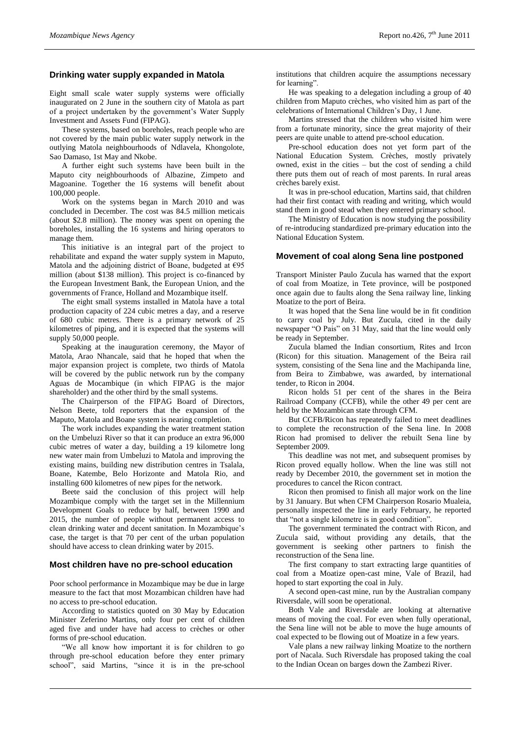## Drinking water supply expanded in Matola

Eight small scale water supply systems were officially inaugurated on 2 June in the southern city of Matola as part of a project undertaken by the government's Water Supply Investment and Assets Fund (FIPAG).

These systems, based on boreholes, reach people who are not covered by the main public water supply network in the outlying Matola neighbourhoods of Ndlavela, Khongolote, Sao Damaso, 1st May and Nkobe.

A further eight such systems have been built in the Maputo city neighbourhoods of Albazine, Zimpeto and Magoanine. Together the 16 systems will benefit about 100,000 people.

Work on the systems began in March 2010 and was concluded in December. The cost was 84.5 million meticais (about $2.8 million). The money was spent on opening the boreholes, installing the 16 systems and hiring operators to manage them.

This initiative is an integral part of the project to rehabilitate and expand the water supply system in Maputo, Matola and the adjoining district of Boane, budgeted at €95 million (about $138 million). This project is co-financed by the European Investment Bank, the European Union, and the governments of France, Holland and Mozambique itself.

The eight small systems installed in Matola have a total production capacity of 224 cubic metres a day, and a reserve of 680 cubic metres. There is a primary network of 25 kilometres of piping, and it is expected that the systems will supply 50,000 people.

Speaking at the inauguration ceremony, the Mayor of Matola, Arao Nhancale, said that he hoped that when the major expansion project is complete, two thirds of Matola will be covered by the public network run by the company Aguas de Mocambique (in which FIPAG is the major shareholder) and the other third by the small systems.

The Chairperson of the FIPAG Board of Directors, Nelson Beete, told reporters that the expansion of the Maputo, Matola and Boane system is nearing completion.

The work includes expanding the water treatment station on the Umbeluzi River so that it can produce an extra 96,000 cubic metres of water a day, building a 19 kilometre long new water main from Umbeluzi to Matola and improving the existing mains, building new distribution centres in Tsalala, Boane, Katembe, Belo Horizonte and Matola Rio, and installing 600 kilometres of new pipes for the network.

Beete said the conclusion of this project will help Mozambique comply with the target set in the Millennium Development Goals to reduce by half, between 1990 and 2015, the number of people without permanent access to clean drinking water and decent sanitation. In Mozambique's case, the target is that 70 per cent of the urban population should have access to clean drinking water by 2015.

## Most children have no pre-school education

Poor school performance in Mozambique may be due in large measure to the fact that most Mozambican children have had no access to pre-school education.

According to statistics quoted on 30 May by Education Minister Zeferino Martins, only four per cent of children aged five and under have had access to crèches or other forms of pre-school education.

"We all know how important it is for children to go through pre-school education before they enter primary school", said Martins, "since it is in the pre-school institutions that children acquire the assumptions necessary for learning".

He was speaking to a delegation including a group of 40 children from Maputo crèches, who visited him as part of the celebrations of International Children's Day, 1 June.

Martins stressed that the children who visited him were from a fortunate minority, since the great majority of their peers are quite unable to attend pre-school education.

Pre-school education does not yet form part of the National Education System. Crèches, mostly privately owned, exist in the cities – but the cost of sending a child there puts them out of reach of most parents. In rural areas crèches barely exist.

It was in pre-school education, Martins said, that children had their first contact with reading and writing, which would stand them in good stead when they entered primary school.

The Ministry of Education is now studying the possibility of re-introducing standardized pre-primary education into the National Education System.

## Movement of coal along Sena line postponed

Transport Minister Paulo Zucula has warned that the export of coal from Moatize, in Tete province, will be postponed once again due to faults along the Sena railway line, linking Moatize to the port of Beira.

It was hoped that the Sena line would be in fit condition to carry coal by July. But Zucula, cited in the daily newspaper "O Pais" on 31 May, said that the line would only be ready in September.

Zucula blamed the Indian consortium, Rites and Ircon (Ricon) for this situation. Management of the Beira rail system, consisting of the Sena line and the Machipanda line, from Beira to Zimbabwe, was awarded, by international tender, to Ricon in 2004.

Ricon holds 51 per cent of the shares in the Beira Railroad Company (CCFB), while the other 49 per cent are held by the Mozambican state through CFM.

But CCFB/Ricon has repeatedly failed to meet deadlines to complete the reconstruction of the Sena line. In 2008 Ricon had promised to deliver the rebuilt Sena line by September 2009.

This deadline was not met, and subsequent promises by Ricon proved equally hollow. When the line was still not ready by December 2010, the government set in motion the procedures to cancel the Ricon contract.

Ricon then promised to finish all major work on the line by 31 January. But when CFM Chairperson Rosario Mualeia, personally inspected the line in early February, he reported that "not a single kilometre is in good condition".

The government terminated the contract with Ricon, and Zucula said, without providing any details, that the government is seeking other partners to finish the reconstruction of the Sena line.

The first company to start extracting large quantities of coal from a Moatize open-cast mine, Vale of Brazil, had hoped to start exporting the coal in July.

A second open-cast mine, run by the Australian company Riversdale, will soon be operational.

Both Vale and Riversdale are looking at alternative means of moving the coal. For even when fully operational, the Sena line will not be able to move the huge amounts of coal expected to be flowing out of Moatize in a few years.

Vale plans a new railway linking Moatize to the northern port of Nacala. Such Riversdale has proposed taking the coal to the Indian Ocean on barges down the Zambezi River.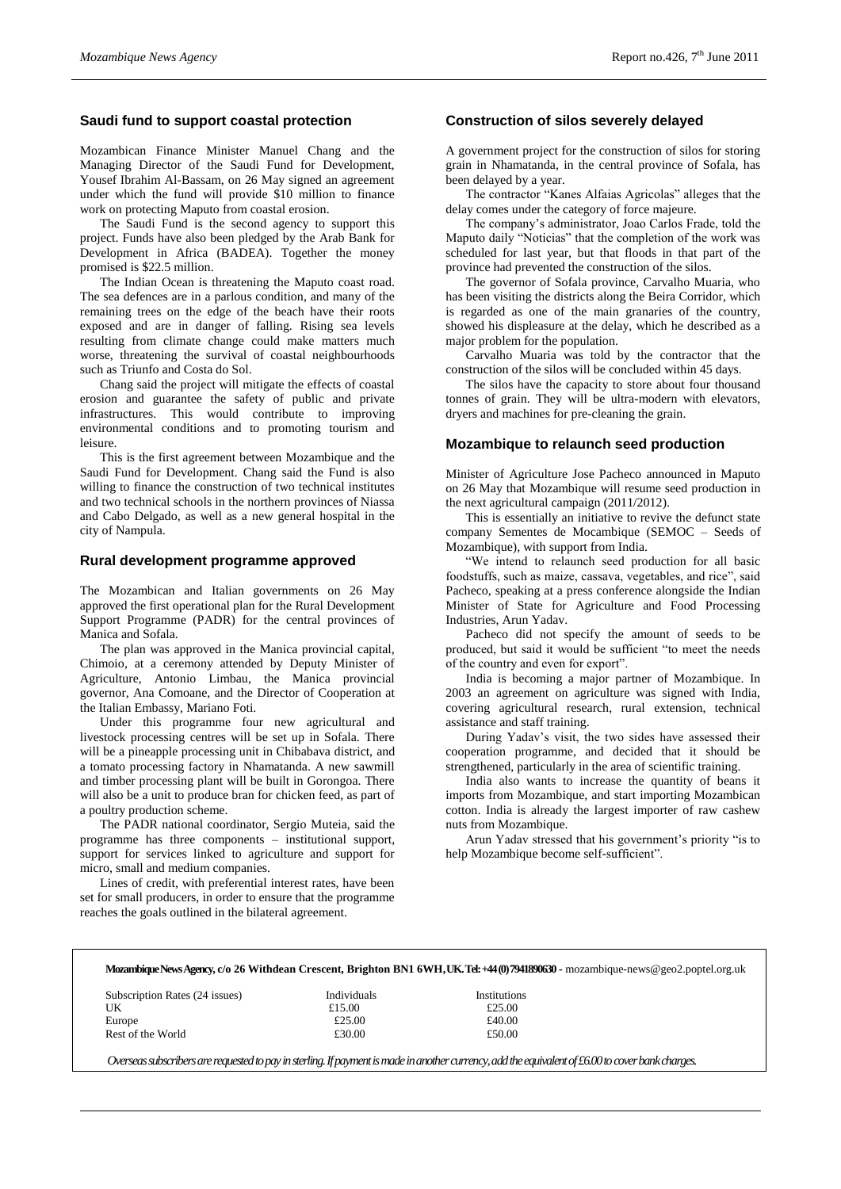## Saudi fund to support coastal protection

Mozambican Finance Minister Manuel Chang and the Managing Director of the Saudi Fund for Development, Yousef Ibrahim Al-Bassam, on 26 May signed an agreement under which the fund will provide $10 million to finance work on protecting Maputo from coastal erosion.

The Saudi Fund is the second agency to support this project. Funds have also been pledged by the Arab Bank for Development in Africa (BADEA). Together the money promised is $22.5 million.

The Indian Ocean is threatening the Maputo coast road. The sea defences are in a parlous condition, and many of the remaining trees on the edge of the beach have their roots exposed and are in danger of falling. Rising sea levels resulting from climate change could make matters much worse, threatening the survival of coastal neighbourhoods such as Triunfo and Costa do Sol.

Chang said the project will mitigate the effects of coastal erosion and guarantee the safety of public and private infrastructures. This would contribute to improving environmental conditions and to promoting tourism and leisure.

This is the first agreement between Mozambique and the Saudi Fund for Development. Chang said the Fund is also willing to finance the construction of two technical institutes and two technical schools in the northern provinces of Niassa and Cabo Delgado, as well as a new general hospital in the city of Nampula.

## Rural development programme approved

The Mozambican and Italian governments on 26 May approved the first operational plan for the Rural Development Support Programme (PADR) for the central provinces of Manica and Sofala.

The plan was approved in the Manica provincial capital, Chimoio, at a ceremony attended by Deputy Minister of Agriculture, Antonio Limbau, the Manica provincial governor, Ana Comoane, and the Director of Cooperation at the Italian Embassy, Mariano Foti.

Under this programme four new agricultural and livestock processing centres will be set up in Sofala. There will be a pineapple processing unit in Chibabava district, and a tomato processing factory in Nhamatanda. A new sawmill and timber processing plant will be built in Gorongoa. There will also be a unit to produce bran for chicken feed, as part of a poultry production scheme.

The PADR national coordinator, Sergio Muteia, said the programme has three components – institutional support, support for services linked to agriculture and support for micro, small and medium companies.

Lines of credit, with preferential interest rates, have been set for small producers, in order to ensure that the programme reaches the goals outlined in the bilateral agreement.

## Construction of silos severely delayed

A government project for the construction of silos for storing grain in Nhamatanda, in the central province of Sofala, has been delayed by a year.

The contractor "Kanes Alfaias Agricolas" alleges that the delay comes under the category of force majeure.

The company's administrator, Joao Carlos Frade, told the Maputo daily "Noticias" that the completion of the work was scheduled for last year, but that floods in that part of the province had prevented the construction of the silos.

The governor of Sofala province, Carvalho Muaria, who has been visiting the districts along the Beira Corridor, which is regarded as one of the main granaries of the country, showed his displeasure at the delay, which he described as a major problem for the population.

Carvalho Muaria was told by the contractor that the construction of the silos will be concluded within 45 days.

The silos have the capacity to store about four thousand tonnes of grain. They will be ultra-modern with elevators, dryers and machines for pre-cleaning the grain.

## Mozambique to relaunch seed production

Minister of Agriculture Jose Pacheco announced in Maputo on 26 May that Mozambique will resume seed production in the next agricultural campaign (2011/2012).

This is essentially an initiative to revive the defunct state company Sementes de Mocambique (SEMOC – Seeds of Mozambique), with support from India.

"We intend to relaunch seed production for all basic foodstuffs, such as maize, cassava, vegetables, and rice", said Pacheco, speaking at a press conference alongside the Indian Minister of State for Agriculture and Food Processing Industries, Arun Yadav.

Pacheco did not specify the amount of seeds to be produced, but said it would be sufficient "to meet the needs of the country and even for export".

India is becoming a major partner of Mozambique. In 2003 an agreement on agriculture was signed with India, covering agricultural research, rural extension, technical assistance and staff training.

During Yadav's visit, the two sides have assessed their cooperation programme, and decided that it should be strengthened, particularly in the area of scientific training.

India also wants to increase the quantity of beans it imports from Mozambique, and start importing Mozambican cotton. India is already the largest importer of raw cashew nuts from Mozambique.

Arun Yadav stressed that his government's priority "is to help Mozambique become self-sufficient".

**Mozambique News Agency, c/o 26 Withdean Crescent, Brighton BN1 6WH, UK. Tel: +44 (0) 7941890630 -** mozambique-news@geo2.poptel.org.uk

| Subscription Rates (24 issues) | Individuals | Institutions |
|---|---|---|
| UK | £15.00 | £25.00 |
| Europe | £25.00 | £40.00 |
| Rest of the World | £30.00 | £50.00 |

*Overseas subscribers are requested to pay in sterling. If payment is made in another currency, add the equivalent of £6.00 to cover bank charges.*